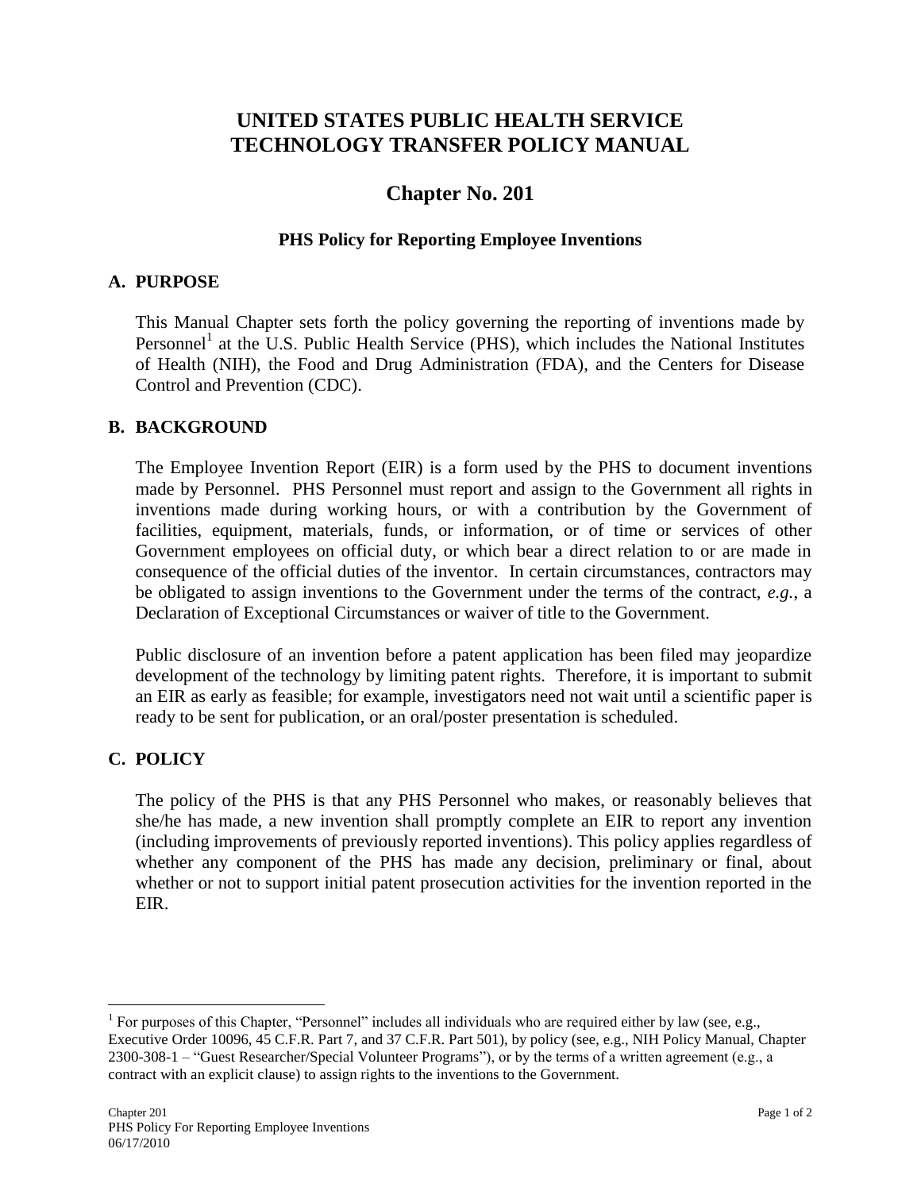# UNITED STATES PUBLIC HEALTH SERVICE TECHNOLOGY TRANSFER POLICY MANUAL

## Chapter No. 201

### PHS Policy for Reporting Employee Inventions

## A. PURPOSE

This Manual Chapter sets forth the policy governing the reporting of inventions made by Personnel[1] at the U.S. Public Health Service (PHS), which includes the National Institutes of Health (NIH), the Food and Drug Administration (FDA), and the Centers for Disease Control and Prevention (CDC).

## B. BACKGROUND

The Employee Invention Report (EIR) is a form used by the PHS to document inventions made by Personnel. PHS Personnel must report and assign to the Government all rights in inventions made during working hours, or with a contribution by the Government of facilities, equipment, materials, funds, or information, or of time or services of other Government employees on official duty, or which bear a direct relation to or are made in consequence of the official duties of the inventor. In certain circumstances, contractors may be obligated to assign inventions to the Government under the terms of the contract, *e.g.*, a Declaration of Exceptional Circumstances or waiver of title to the Government.

Public disclosure of an invention before a patent application has been filed may jeopardize development of the technology by limiting patent rights. Therefore, it is important to submit an EIR as early as feasible; for example, investigators need not wait until a scientific paper is ready to be sent for publication, or an oral/poster presentation is scheduled.

## C. POLICY

The policy of the PHS is that any PHS Personnel who makes, or reasonably believes that she/he has made, a new invention shall promptly complete an EIR to report any invention (including improvements of previously reported inventions). This policy applies regardless of whether any component of the PHS has made any decision, preliminary or final, about whether or not to support initial patent prosecution activities for the invention reported in the EIR.

---

[1] For purposes of this Chapter, "Personnel" includes all individuals who are required either by law (see, e.g., Executive Order 10096, 45 C.F.R. Part 7, and 37 C.F.R. Part 501), by policy (see, e.g., NIH Policy Manual, Chapter 2300-308-1 – "Guest Researcher/Special Volunteer Programs"), or by the terms of a written agreement (e.g., a contract with an explicit clause) to assign rights to the inventions to the Government.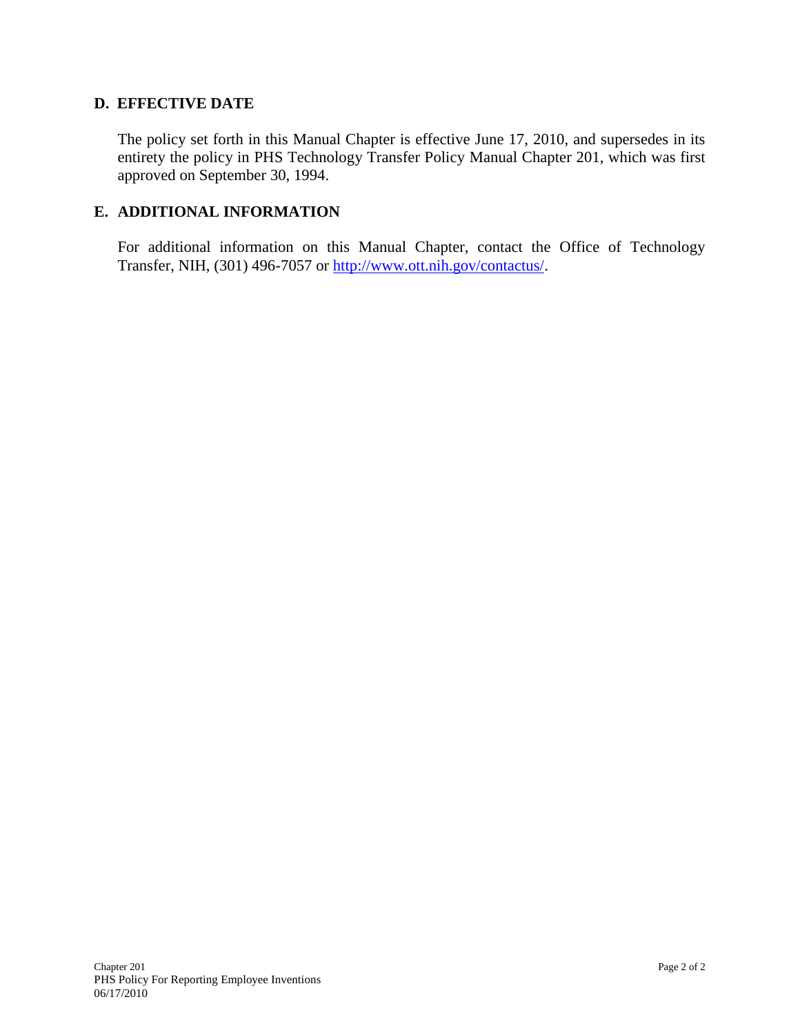## D. EFFECTIVE DATE

The policy set forth in this Manual Chapter is effective June 17, 2010, and supersedes in its entirety the policy in PHS Technology Transfer Policy Manual Chapter 201, which was first approved on September 30, 1994.

## E. ADDITIONAL INFORMATION

For additional information on this Manual Chapter, contact the Office of Technology Transfer, NIH, (301) 496-7057 or http://www.ott.nih.gov/contactus/.